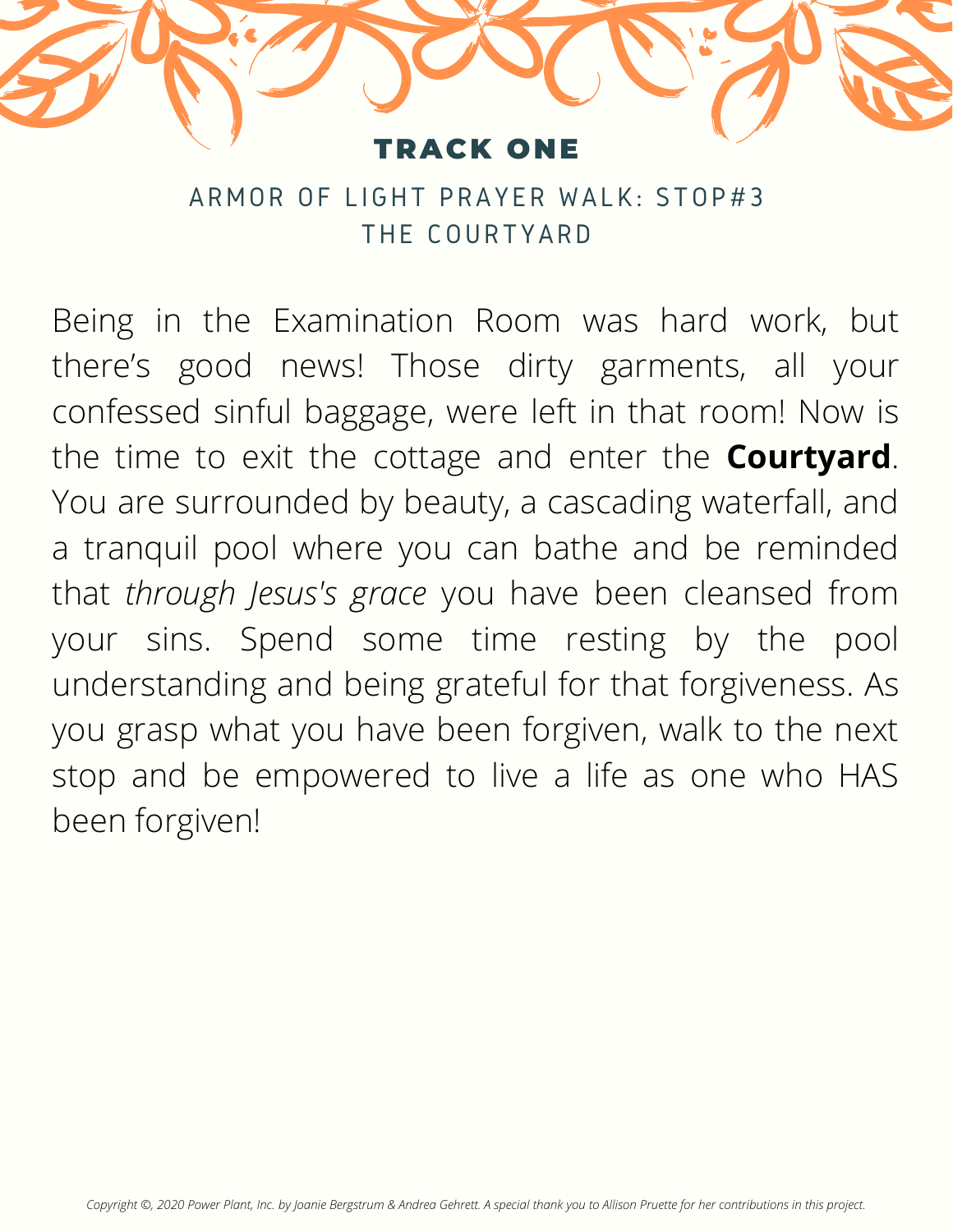# TRACK ONE

## ARMOR OF LIGHT PRAYER WALK: STOP#3
## THE COURTYARD

Being in the Examination Room was hard work, but there's good news! Those dirty garments, all your confessed sinful baggage, were left in that room! Now is the time to exit the cottage and enter the **Courtyard**. You are surrounded by beauty, a cascading waterfall, and a tranquil pool where you can bathe and be reminded that *through Jesus's grace* you have been cleansed from your sins. Spend some time resting by the pool understanding and being grateful for that forgiveness. As you grasp what you have been forgiven, walk to the next stop and be empowered to live a life as one who HAS been forgiven!

*Copyright ©, 2020 Power Plant, Inc. by Joanie Bergstrum & Andrea Gehrett. A special thank you to Allison Pruette for her contributions in this project.*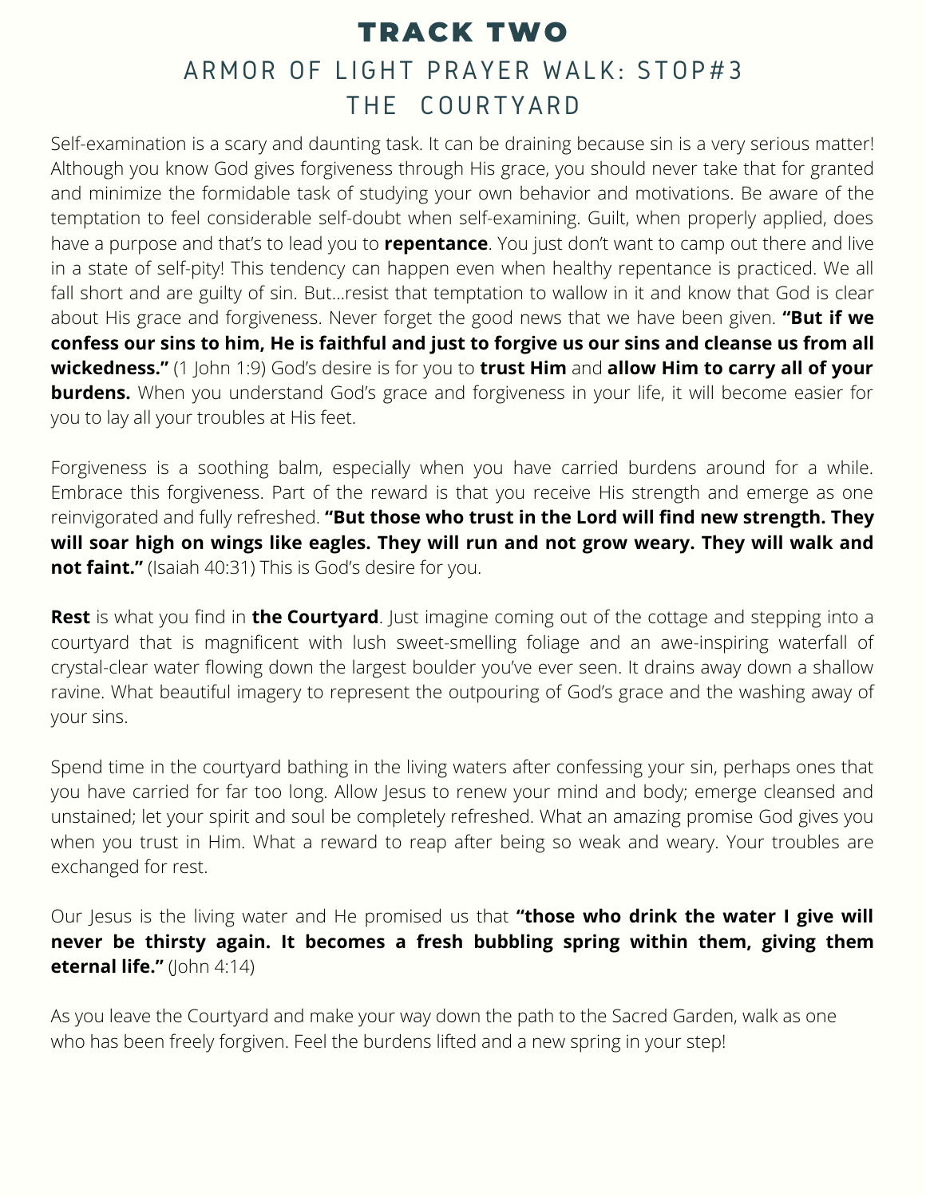# TRACK TWO

## ARMOR OF LIGHT PRAYER WALK: STOP#3
## THE COURTYARD

Self-examination is a scary and daunting task. It can be draining because sin is a very serious matter! Although you know God gives forgiveness through His grace, you should never take that for granted and minimize the formidable task of studying your own behavior and motivations. Be aware of the temptation to feel considerable self-doubt when self-examining. Guilt, when properly applied, does have a purpose and that's to lead you to **repentance**. You just don't want to camp out there and live in a state of self-pity! This tendency can happen even when healthy repentance is practiced. We all fall short and are guilty of sin. But...resist that temptation to wallow in it and know that God is clear about His grace and forgiveness. Never forget the good news that we have been given. **"But if we confess our sins to him, He is faithful and just to forgive us our sins and cleanse us from all wickedness."** (1 John 1:9) God's desire is for you to **trust Him** and **allow Him to carry all of your burdens.** When you understand God's grace and forgiveness in your life, it will become easier for you to lay all your troubles at His feet.

Forgiveness is a soothing balm, especially when you have carried burdens around for a while. Embrace this forgiveness. Part of the reward is that you receive His strength and emerge as one reinvigorated and fully refreshed. **"But those who trust in the Lord will find new strength. They will soar high on wings like eagles. They will run and not grow weary. They will walk and not faint."** (Isaiah 40:31) This is God's desire for you.

**Rest** is what you find in **the Courtyard**. Just imagine coming out of the cottage and stepping into a courtyard that is magnificent with lush sweet-smelling foliage and an awe-inspiring waterfall of crystal-clear water flowing down the largest boulder you've ever seen. It drains away down a shallow ravine. What beautiful imagery to represent the outpouring of God's grace and the washing away of your sins.

Spend time in the courtyard bathing in the living waters after confessing your sin, perhaps ones that you have carried for far too long. Allow Jesus to renew your mind and body; emerge cleansed and unstained; let your spirit and soul be completely refreshed. What an amazing promise God gives you when you trust in Him. What a reward to reap after being so weak and weary. Your troubles are exchanged for rest.

Our Jesus is the living water and He promised us that **"those who drink the water I give will never be thirsty again. It becomes a fresh bubbling spring within them, giving them eternal life."** (John 4:14)

As you leave the Courtyard and make your way down the path to the Sacred Garden, walk as one who has been freely forgiven. Feel the burdens lifted and a new spring in your step!